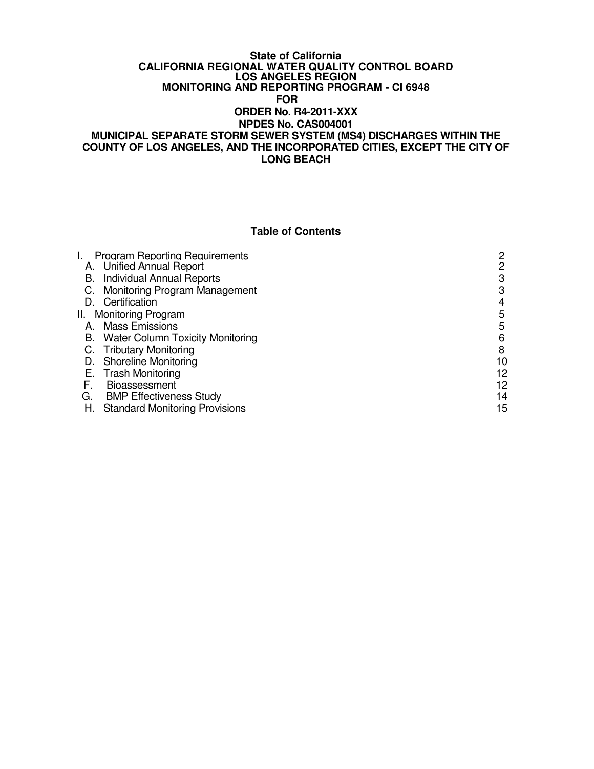**State of California**
**CALIFORNIA REGIONAL WATER QUALITY CONTROL BOARD**
**LOS ANGELES REGION**
**MONITORING AND REPORTING PROGRAM - CI 6948**
**FOR**
**ORDER No. R4-2011-XXX**
**NPDES No. CAS004001**
**MUNICIPAL SEPARATE STORM SEWER SYSTEM (MS4) DISCHARGES WITHIN THE COUNTY OF LOS ANGELES, AND THE INCORPORATED CITIES, EXCEPT THE CITY OF LONG BEACH**

## Table of Contents

| | |
|---|---|
| I. Program Reporting Requirements | 2 |
| A. Unified Annual Report | 2 |
| B. Individual Annual Reports | 3 |
| C. Monitoring Program Management | 3 |
| D. Certification | 4 |
| II. Monitoring Program | 5 |
| A. Mass Emissions | 5 |
| B. Water Column Toxicity Monitoring | 6 |
| C. Tributary Monitoring | 8 |
| D. Shoreline Monitoring | 10 |
| E. Trash Monitoring | 12 |
| F. Bioassessment | 12 |
| G. BMP Effectiveness Study | 14 |
| H. Standard Monitoring Provisions | 15 |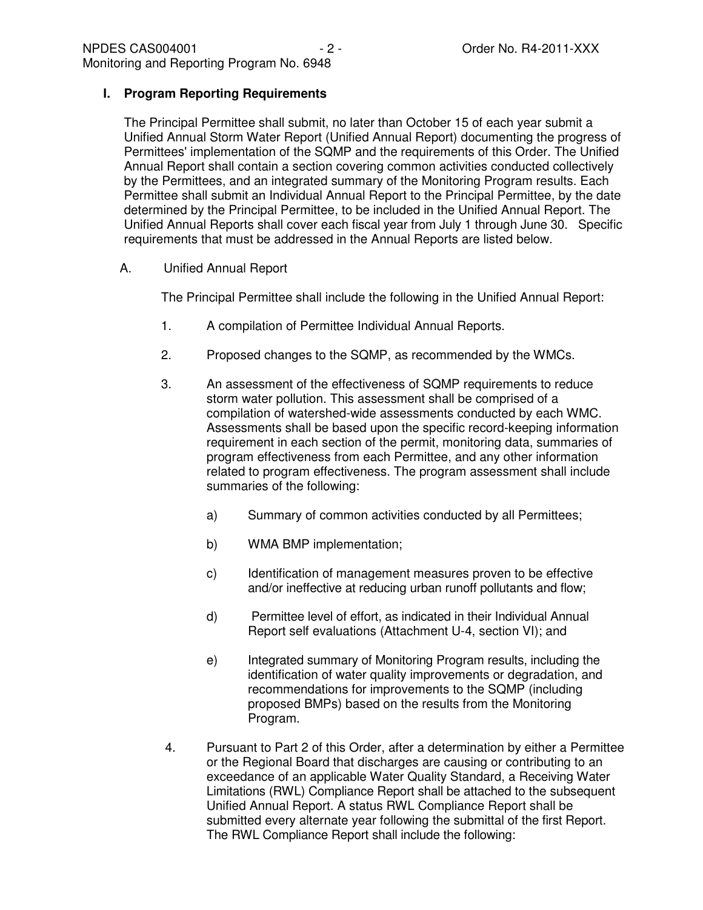## I. Program Reporting Requirements

The Principal Permittee shall submit, no later than October 15 of each year submit a Unified Annual Storm Water Report (Unified Annual Report) documenting the progress of Permittees' implementation of the SQMP and the requirements of this Order. The Unified Annual Report shall contain a section covering common activities conducted collectively by the Permittees, and an integrated summary of the Monitoring Program results. Each Permittee shall submit an Individual Annual Report to the Principal Permittee, by the date determined by the Principal Permittee, to be included in the Unified Annual Report. The Unified Annual Reports shall cover each fiscal year from July 1 through June 30. Specific requirements that must be addressed in the Annual Reports are listed below.

A. Unified Annual Report

The Principal Permittee shall include the following in the Unified Annual Report:

1. A compilation of Permittee Individual Annual Reports.

2. Proposed changes to the SQMP, as recommended by the WMCs.

3. An assessment of the effectiveness of SQMP requirements to reduce storm water pollution. This assessment shall be comprised of a compilation of watershed-wide assessments conducted by each WMC. Assessments shall be based upon the specific record-keeping information requirement in each section of the permit, monitoring data, summaries of program effectiveness from each Permittee, and any other information related to program effectiveness. The program assessment shall include summaries of the following:

   a) Summary of common activities conducted by all Permittees;

   b) WMA BMP implementation;

   c) Identification of management measures proven to be effective and/or ineffective at reducing urban runoff pollutants and flow;

   d) Permittee level of effort, as indicated in their Individual Annual Report self evaluations (Attachment U-4, section VI); and

   e) Integrated summary of Monitoring Program results, including the identification of water quality improvements or degradation, and recommendations for improvements to the SQMP (including proposed BMPs) based on the results from the Monitoring Program.

4. Pursuant to Part 2 of this Order, after a determination by either a Permittee or the Regional Board that discharges are causing or contributing to an exceedance of an applicable Water Quality Standard, a Receiving Water Limitations (RWL) Compliance Report shall be attached to the subsequent Unified Annual Report. A status RWL Compliance Report shall be submitted every alternate year following the submittal of the first Report. The RWL Compliance Report shall include the following: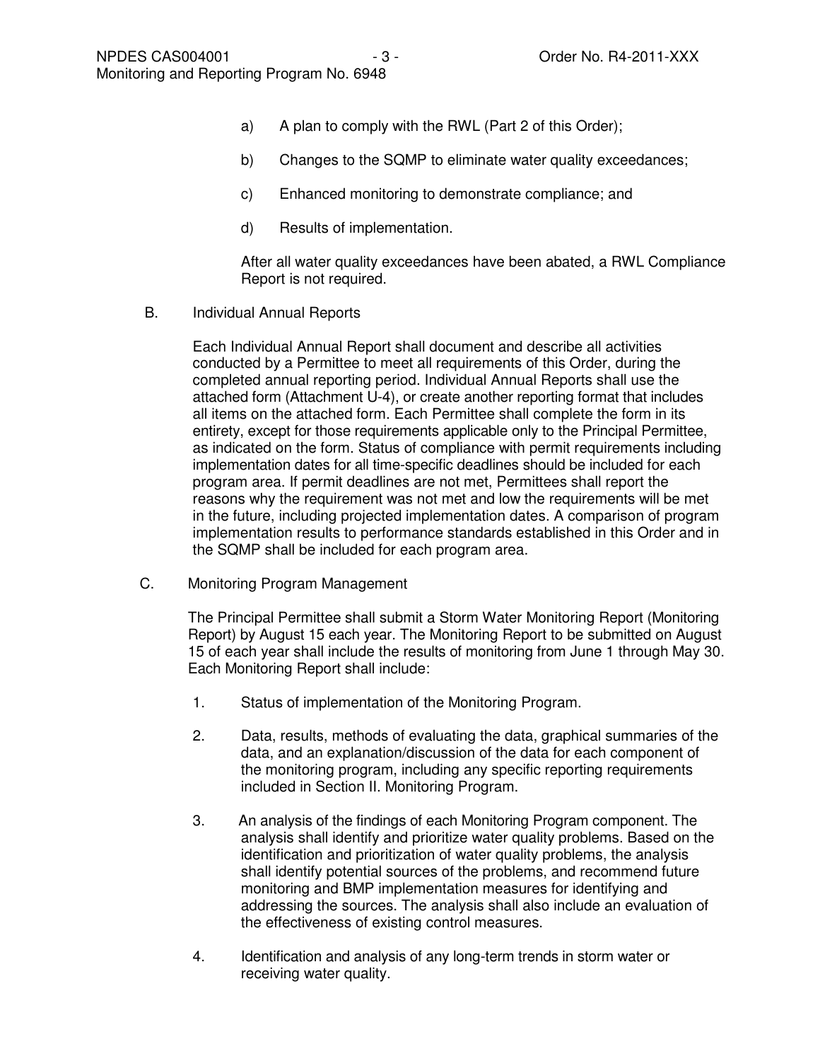a) A plan to comply with the RWL (Part 2 of this Order);

b) Changes to the SQMP to eliminate water quality exceedances;

c) Enhanced monitoring to demonstrate compliance; and

d) Results of implementation.

After all water quality exceedances have been abated, a RWL Compliance Report is not required.

B. Individual Annual Reports

Each Individual Annual Report shall document and describe all activities conducted by a Permittee to meet all requirements of this Order, during the completed annual reporting period. Individual Annual Reports shall use the attached form (Attachment U-4), or create another reporting format that includes all items on the attached form. Each Permittee shall complete the form in its entirety, except for those requirements applicable only to the Principal Permittee, as indicated on the form. Status of compliance with permit requirements including implementation dates for all time-specific deadlines should be included for each program area. If permit deadlines are not met, Permittees shall report the reasons why the requirement was not met and low the requirements will be met in the future, including projected implementation dates. A comparison of program implementation results to performance standards established in this Order and in the SQMP shall be included for each program area.

C. Monitoring Program Management

The Principal Permittee shall submit a Storm Water Monitoring Report (Monitoring Report) by August 15 each year. The Monitoring Report to be submitted on August 15 of each year shall include the results of monitoring from June 1 through May 30. Each Monitoring Report shall include:

1. Status of implementation of the Monitoring Program.

2. Data, results, methods of evaluating the data, graphical summaries of the data, and an explanation/discussion of the data for each component of the monitoring program, including any specific reporting requirements included in Section II. Monitoring Program.

3. An analysis of the findings of each Monitoring Program component. The analysis shall identify and prioritize water quality problems. Based on the identification and prioritization of water quality problems, the analysis shall identify potential sources of the problems, and recommend future monitoring and BMP implementation measures for identifying and addressing the sources. The analysis shall also include an evaluation of the effectiveness of existing control measures.

4. Identification and analysis of any long-term trends in storm water or receiving water quality.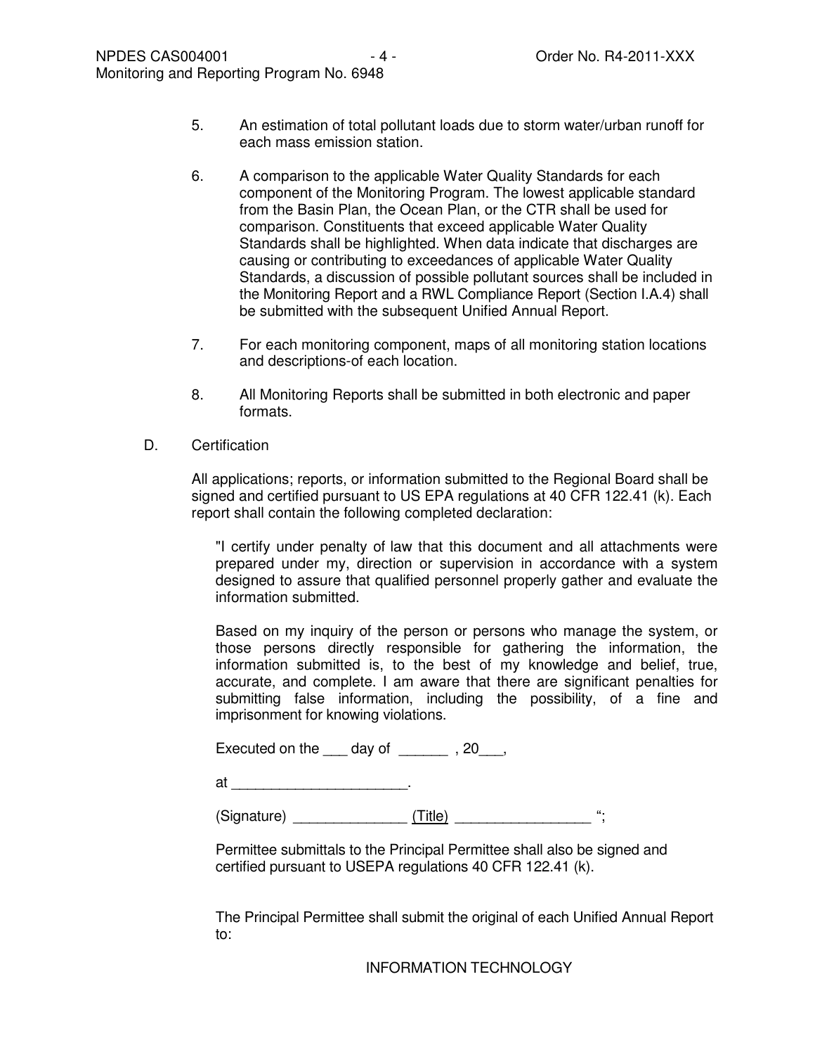5. An estimation of total pollutant loads due to storm water/urban runoff for each mass emission station.

6. A comparison to the applicable Water Quality Standards for each component of the Monitoring Program. The lowest applicable standard from the Basin Plan, the Ocean Plan, or the CTR shall be used for comparison. Constituents that exceed applicable Water Quality Standards shall be highlighted. When data indicate that discharges are causing or contributing to exceedances of applicable Water Quality Standards, a discussion of possible pollutant sources shall be included in the Monitoring Report and a RWL Compliance Report (Section I.A.4) shall be submitted with the subsequent Unified Annual Report.

7. For each monitoring component, maps of all monitoring station locations and descriptions-of each location.

8. All Monitoring Reports shall be submitted in both electronic and paper formats.

D. Certification

All applications; reports, or information submitted to the Regional Board shall be signed and certified pursuant to US EPA regulations at 40 CFR 122.41 (k). Each report shall contain the following completed declaration:

"I certify under penalty of law that this document and all attachments were prepared under my, direction or supervision in accordance with a system designed to assure that qualified personnel properly gather and evaluate the information submitted.

Based on my inquiry of the person or persons who manage the system, or those persons directly responsible for gathering the information, the information submitted is, to the best of my knowledge and belief, true, accurate, and complete. I am aware that there are significant penalties for submitting false information, including the possibility, of a fine and imprisonment for knowing violations.

Executed on the ___ day of ______ , 20___,

at ______________________.

(Signature) ______________ (Title) _________________ ";

Permittee submittals to the Principal Permittee shall also be signed and certified pursuant to USEPA regulations 40 CFR 122.41 (k).

The Principal Permittee shall submit the original of each Unified Annual Report to:

INFORMATION TECHNOLOGY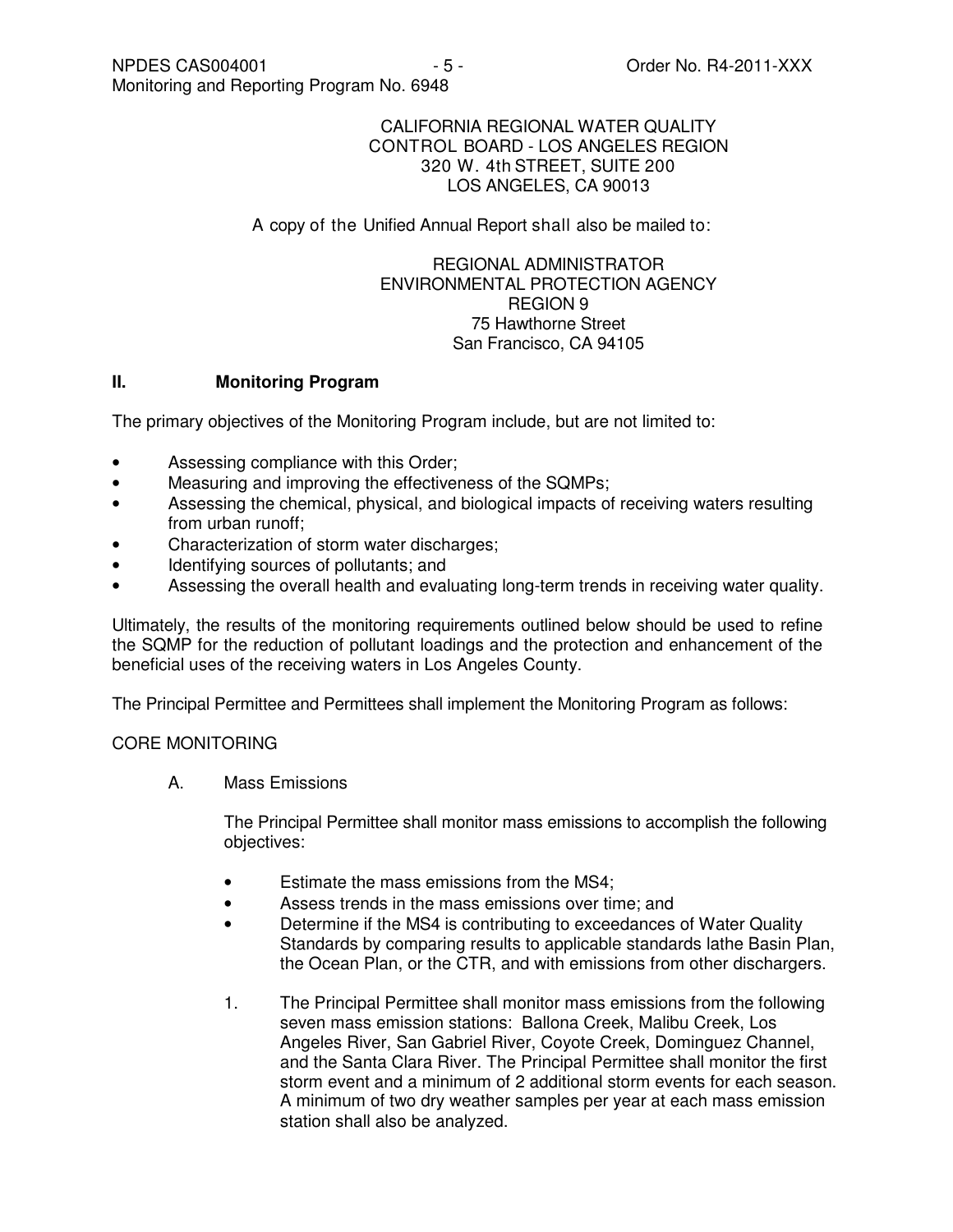CALIFORNIA REGIONAL WATER QUALITY
CONTROL BOARD - LOS ANGELES REGION
320 W. 4th STREET, SUITE 200
LOS ANGELES, CA 90013

A copy of the Unified Annual Report shall also be mailed to:

REGIONAL ADMINISTRATOR
ENVIRONMENTAL PROTECTION AGENCY
REGION 9
75 Hawthorne Street
San Francisco, CA 94105

## II. Monitoring Program

The primary objectives of the Monitoring Program include, but are not limited to:

- Assessing compliance with this Order;
- Measuring and improving the effectiveness of the SQMPs;
- Assessing the chemical, physical, and biological impacts of receiving waters resulting from urban runoff;
- Characterization of storm water discharges;
- Identifying sources of pollutants; and
- Assessing the overall health and evaluating long-term trends in receiving water quality.

Ultimately, the results of the monitoring requirements outlined below should be used to refine the SQMP for the reduction of pollutant loadings and the protection and enhancement of the beneficial uses of the receiving waters in Los Angeles County.

The Principal Permittee and Permittees shall implement the Monitoring Program as follows:

CORE MONITORING

A. Mass Emissions

The Principal Permittee shall monitor mass emissions to accomplish the following objectives:

- Estimate the mass emissions from the MS4;
- Assess trends in the mass emissions over time; and
- Determine if the MS4 is contributing to exceedances of Water Quality Standards by comparing results to applicable standards lathe Basin Plan, the Ocean Plan, or the CTR, and with emissions from other dischargers.

1. The Principal Permittee shall monitor mass emissions from the following seven mass emission stations: Ballona Creek, Malibu Creek, Los Angeles River, San Gabriel River, Coyote Creek, Dominguez Channel, and the Santa Clara River. The Principal Permittee shall monitor the first storm event and a minimum of 2 additional storm events for each season. A minimum of two dry weather samples per year at each mass emission station shall also be analyzed.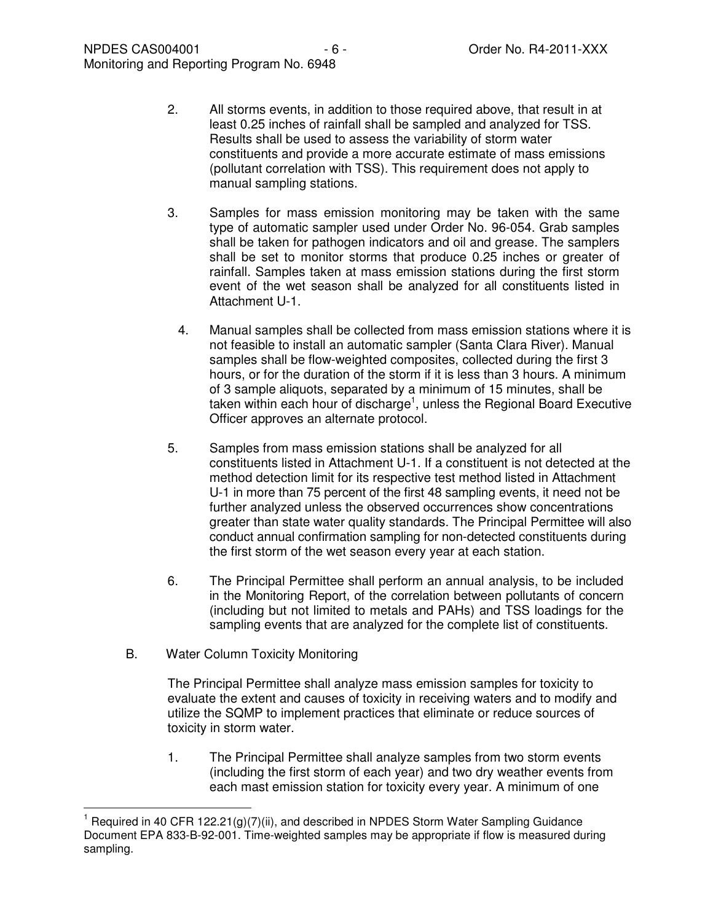2. All storms events, in addition to those required above, that result in at least 0.25 inches of rainfall shall be sampled and analyzed for TSS. Results shall be used to assess the variability of storm water constituents and provide a more accurate estimate of mass emissions (pollutant correlation with TSS). This requirement does not apply to manual sampling stations.

3. Samples for mass emission monitoring may be taken with the same type of automatic sampler used under Order No. 96-054. Grab samples shall be taken for pathogen indicators and oil and grease. The samplers shall be set to monitor storms that produce 0.25 inches or greater of rainfall. Samples taken at mass emission stations during the first storm event of the wet season shall be analyzed for all constituents listed in Attachment U-1.

4. Manual samples shall be collected from mass emission stations where it is not feasible to install an automatic sampler (Santa Clara River). Manual samples shall be flow-weighted composites, collected during the first 3 hours, or for the duration of the storm if it is less than 3 hours. A minimum of 3 sample aliquots, separated by a minimum of 15 minutes, shall be taken within each hour of discharge[1], unless the Regional Board Executive Officer approves an alternate protocol.

5. Samples from mass emission stations shall be analyzed for all constituents listed in Attachment U-1. If a constituent is not detected at the method detection limit for its respective test method listed in Attachment U-1 in more than 75 percent of the first 48 sampling events, it need not be further analyzed unless the observed occurrences show concentrations greater than state water quality standards. The Principal Permittee will also conduct annual confirmation sampling for non-detected constituents during the first storm of the wet season every year at each station.

6. The Principal Permittee shall perform an annual analysis, to be included in the Monitoring Report, of the correlation between pollutants of concern (including but not limited to metals and PAHs) and TSS loadings for the sampling events that are analyzed for the complete list of constituents.

B. Water Column Toxicity Monitoring

The Principal Permittee shall analyze mass emission samples for toxicity to evaluate the extent and causes of toxicity in receiving waters and to modify and utilize the SQMP to implement practices that eliminate or reduce sources of toxicity in storm water.

1. The Principal Permittee shall analyze samples from two storm events (including the first storm of each year) and two dry weather events from each mast emission station for toxicity every year. A minimum of one

[1] Required in 40 CFR 122.21(g)(7)(ii), and described in NPDES Storm Water Sampling Guidance Document EPA 833-B-92-001. Time-weighted samples may be appropriate if flow is measured during sampling.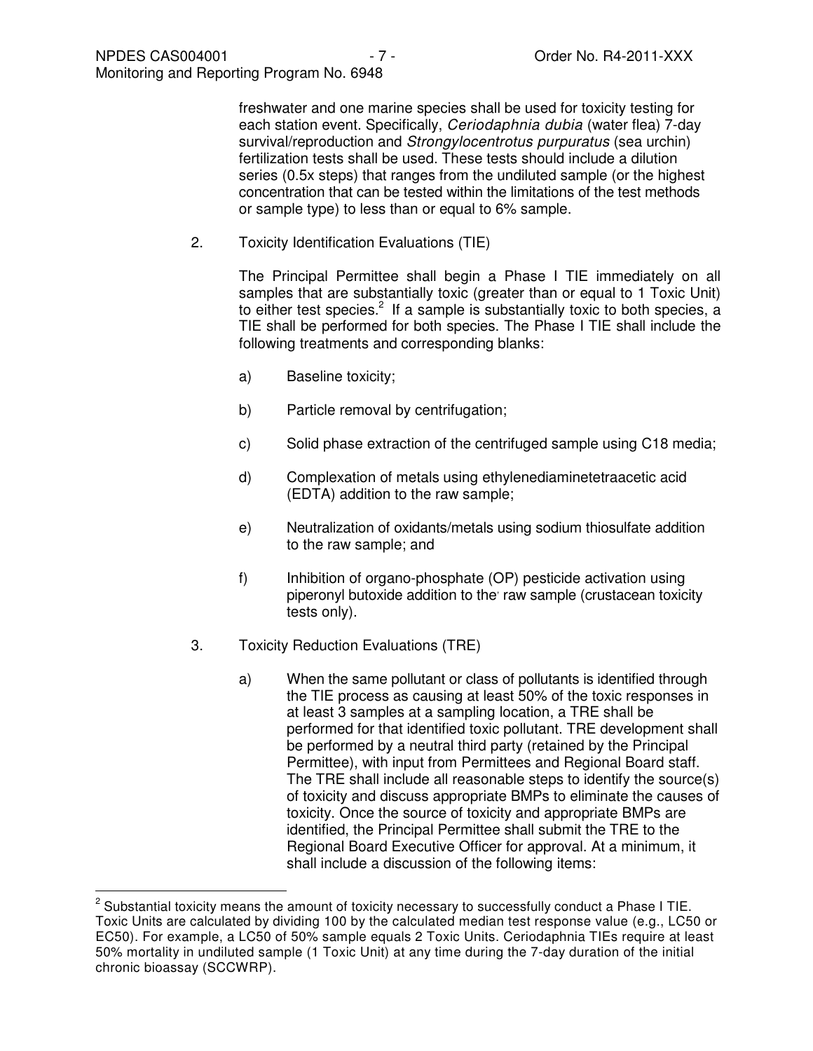freshwater and one marine species shall be used for toxicity testing for each station event. Specifically, *Ceriodaphnia dubia* (water flea) 7-day survival/reproduction and *Strongylocentrotus purpuratus* (sea urchin) fertilization tests shall be used. These tests should include a dilution series (0.5x steps) that ranges from the undiluted sample (or the highest concentration that can be tested within the limitations of the test methods or sample type) to less than or equal to 6% sample.

2. Toxicity Identification Evaluations (TIE)

   The Principal Permittee shall begin a Phase I TIE immediately on all samples that are substantially toxic (greater than or equal to 1 Toxic Unit) to either test species.[2] If a sample is substantially toxic to both species, a TIE shall be performed for both species. The Phase I TIE shall include the following treatments and corresponding blanks:

   a) Baseline toxicity;

   b) Particle removal by centrifugation;

   c) Solid phase extraction of the centrifuged sample using C18 media;

   d) Complexation of metals using ethylenediaminetetraacetic acid (EDTA) addition to the raw sample;

   e) Neutralization of oxidants/metals using sodium thiosulfate addition to the raw sample; and

   f) Inhibition of organo-phosphate (OP) pesticide activation using piperonyl butoxide addition to the raw sample (crustacean toxicity tests only).

3. Toxicity Reduction Evaluations (TRE)

   a) When the same pollutant or class of pollutants is identified through the TIE process as causing at least 50% of the toxic responses in at least 3 samples at a sampling location, a TRE shall be performed for that identified toxic pollutant. TRE development shall be performed by a neutral third party (retained by the Principal Permittee), with input from Permittees and Regional Board staff. The TRE shall include all reasonable steps to identify the source(s) of toxicity and discuss appropriate BMPs to eliminate the causes of toxicity. Once the source of toxicity and appropriate BMPs are identified, the Principal Permittee shall submit the TRE to the Regional Board Executive Officer for approval. At a minimum, it shall include a discussion of the following items:

---

[2] Substantial toxicity means the amount of toxicity necessary to successfully conduct a Phase I TIE. Toxic Units are calculated by dividing 100 by the calculated median test response value (e.g., LC50 or EC50). For example, a LC50 of 50% sample equals 2 Toxic Units. Ceriodaphnia TIEs require at least 50% mortality in undiluted sample (1 Toxic Unit) at any time during the 7-day duration of the initial chronic bioassay (SCCWRP).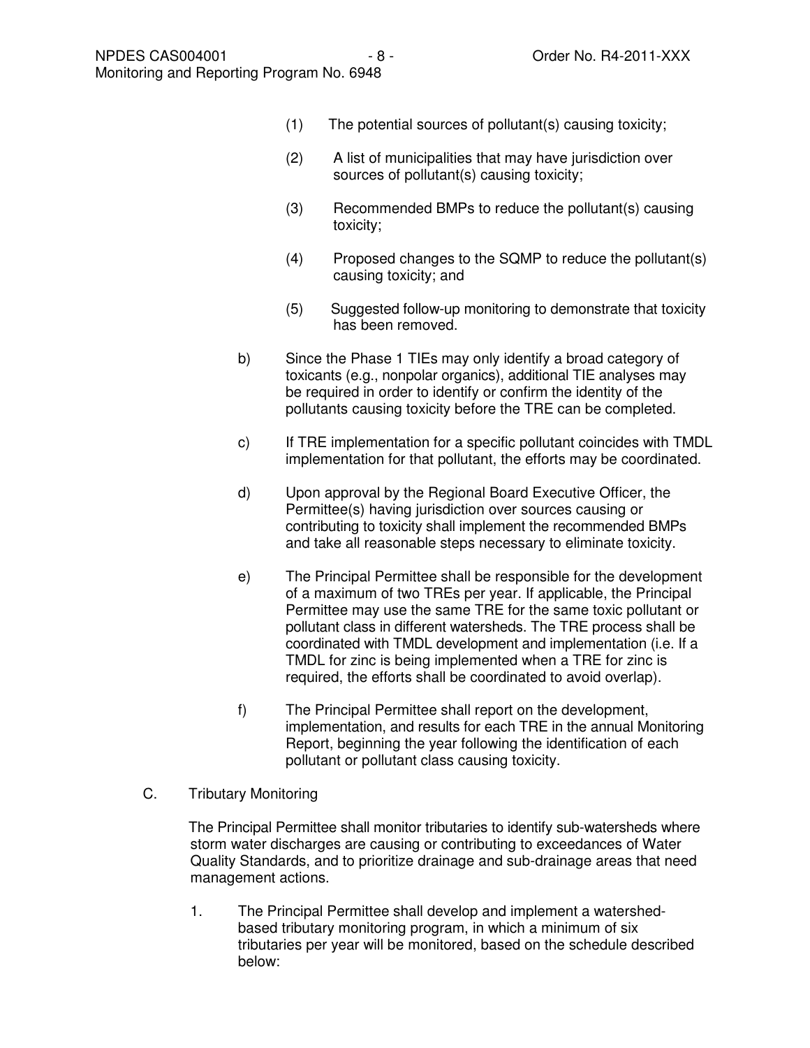(1) The potential sources of pollutant(s) causing toxicity;

(2) A list of municipalities that may have jurisdiction over sources of pollutant(s) causing toxicity;

(3) Recommended BMPs to reduce the pollutant(s) causing toxicity;

(4) Proposed changes to the SQMP to reduce the pollutant(s) causing toxicity; and

(5) Suggested follow-up monitoring to demonstrate that toxicity has been removed.

b) Since the Phase 1 TIEs may only identify a broad category of toxicants (e.g., nonpolar organics), additional TIE analyses may be required in order to identify or confirm the identity of the pollutants causing toxicity before the TRE can be completed.

c) If TRE implementation for a specific pollutant coincides with TMDL implementation for that pollutant, the efforts may be coordinated.

d) Upon approval by the Regional Board Executive Officer, the Permittee(s) having jurisdiction over sources causing or contributing to toxicity shall implement the recommended BMPs and take all reasonable steps necessary to eliminate toxicity.

e) The Principal Permittee shall be responsible for the development of a maximum of two TREs per year. If applicable, the Principal Permittee may use the same TRE for the same toxic pollutant or pollutant class in different watersheds. The TRE process shall be coordinated with TMDL development and implementation (i.e. If a TMDL for zinc is being implemented when a TRE for zinc is required, the efforts shall be coordinated to avoid overlap).

f) The Principal Permittee shall report on the development, implementation, and results for each TRE in the annual Monitoring Report, beginning the year following the identification of each pollutant or pollutant class causing toxicity.

C. Tributary Monitoring

The Principal Permittee shall monitor tributaries to identify sub-watersheds where storm water discharges are causing or contributing to exceedances of Water Quality Standards, and to prioritize drainage and sub-drainage areas that need management actions.

1. The Principal Permittee shall develop and implement a watershed-based tributary monitoring program, in which a minimum of six tributaries per year will be monitored, based on the schedule described below: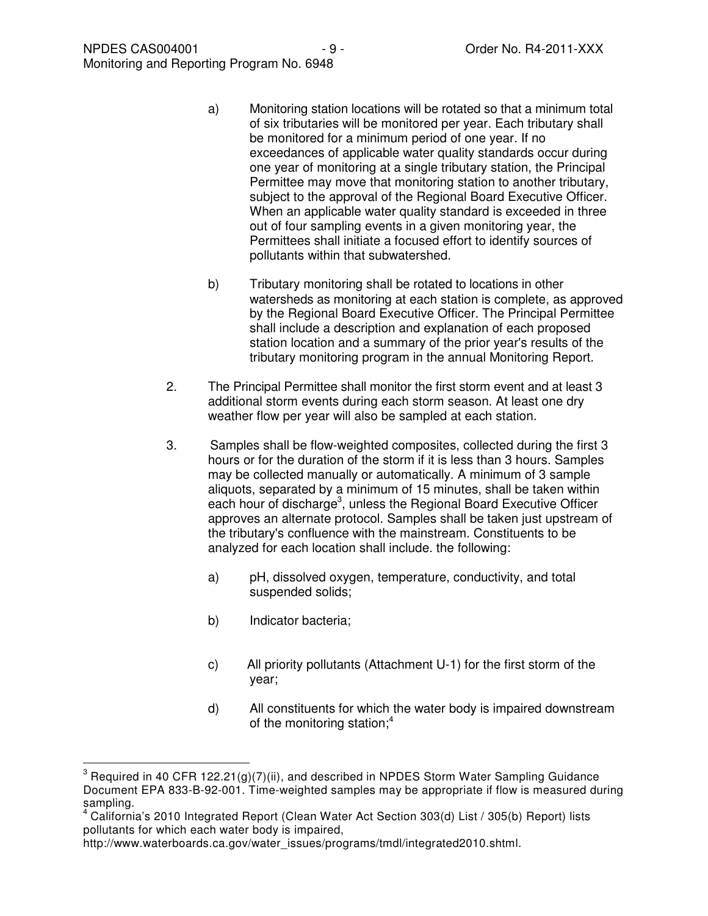a) Monitoring station locations will be rotated so that a minimum total of six tributaries will be monitored per year. Each tributary shall be monitored for a minimum period of one year. If no exceedances of applicable water quality standards occur during one year of monitoring at a single tributary station, the Principal Permittee may move that monitoring station to another tributary, subject to the approval of the Regional Board Executive Officer. When an applicable water quality standard is exceeded in three out of four sampling events in a given monitoring year, the Permittees shall initiate a focused effort to identify sources of pollutants within that subwatershed.

b) Tributary monitoring shall be rotated to locations in other watersheds as monitoring at each station is complete, as approved by the Regional Board Executive Officer. The Principal Permittee shall include a description and explanation of each proposed station location and a summary of the prior year's results of the tributary monitoring program in the annual Monitoring Report.

2. The Principal Permittee shall monitor the first storm event and at least 3 additional storm events during each storm season. At least one dry weather flow per year will also be sampled at each station.

3. Samples shall be flow-weighted composites, collected during the first 3 hours or for the duration of the storm if it is less than 3 hours. Samples may be collected manually or automatically. A minimum of 3 sample aliquots, separated by a minimum of 15 minutes, shall be taken within each hour of discharge[3], unless the Regional Board Executive Officer approves an alternate protocol. Samples shall be taken just upstream of the tributary's confluence with the mainstream. Constituents to be analyzed for each location shall include. the following:

   a) pH, dissolved oxygen, temperature, conductivity, and total suspended solids;

   b) Indicator bacteria;

   c) All priority pollutants (Attachment U-1) for the first storm of the year;

   d) All constituents for which the water body is impaired downstream of the monitoring station;[4]

---

[3] Required in 40 CFR 122.21(g)(7)(ii), and described in NPDES Storm Water Sampling Guidance Document EPA 833-B-92-001. Time-weighted samples may be appropriate if flow is measured during sampling.

[4] California's 2010 Integrated Report (Clean Water Act Section 303(d) List / 305(b) Report) lists pollutants for which each water body is impaired, http://www.waterboards.ca.gov/water_issues/programs/tmdl/integrated2010.shtml.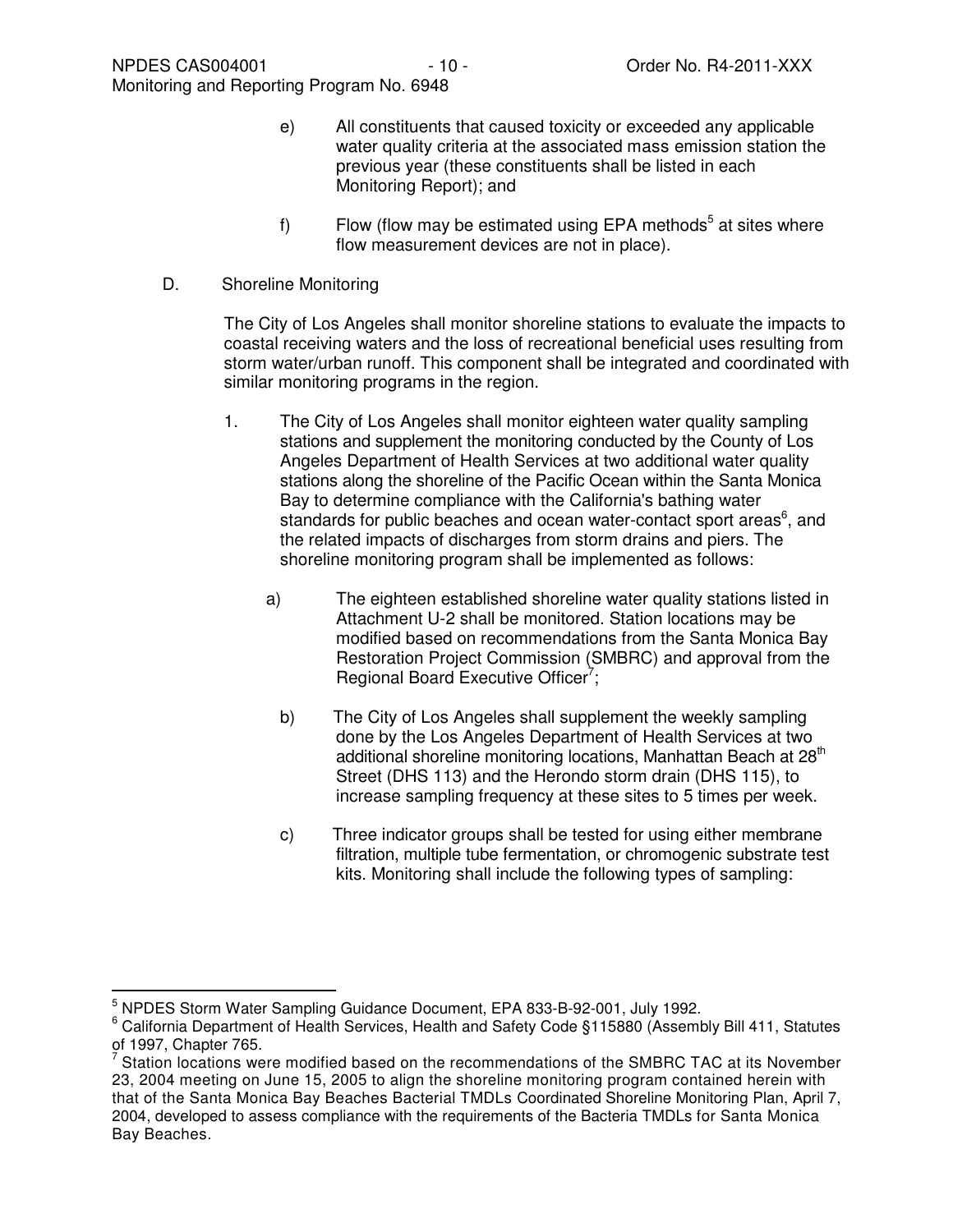e) All constituents that caused toxicity or exceeded any applicable water quality criteria at the associated mass emission station the previous year (these constituents shall be listed in each Monitoring Report); and

f) Flow (flow may be estimated using EPA methods[5] at sites where flow measurement devices are not in place).

D. Shoreline Monitoring

The City of Los Angeles shall monitor shoreline stations to evaluate the impacts to coastal receiving waters and the loss of recreational beneficial uses resulting from storm water/urban runoff. This component shall be integrated and coordinated with similar monitoring programs in the region.

1. The City of Los Angeles shall monitor eighteen water quality sampling stations and supplement the monitoring conducted by the County of Los Angeles Department of Health Services at two additional water quality stations along the shoreline of the Pacific Ocean within the Santa Monica Bay to determine compliance with the California's bathing water standards for public beaches and ocean water-contact sport areas[6], and the related impacts of discharges from storm drains and piers. The shoreline monitoring program shall be implemented as follows:

   a) The eighteen established shoreline water quality stations listed in Attachment U-2 shall be monitored. Station locations may be modified based on recommendations from the Santa Monica Bay Restoration Project Commission (SMBRC) and approval from the Regional Board Executive Officer[7];

   b) The City of Los Angeles shall supplement the weekly sampling done by the Los Angeles Department of Health Services at two additional shoreline monitoring locations, Manhattan Beach at 28th Street (DHS 113) and the Herondo storm drain (DHS 115), to increase sampling frequency at these sites to 5 times per week.

   c) Three indicator groups shall be tested for using either membrane filtration, multiple tube fermentation, or chromogenic substrate test kits. Monitoring shall include the following types of sampling:

---

[5] NPDES Storm Water Sampling Guidance Document, EPA 833-B-92-001, July 1992.

[6] California Department of Health Services, Health and Safety Code §115880 (Assembly Bill 411, Statutes of 1997, Chapter 765.

[7] Station locations were modified based on the recommendations of the SMBRC TAC at its November 23, 2004 meeting on June 15, 2005 to align the shoreline monitoring program contained herein with that of the Santa Monica Bay Beaches Bacterial TMDLs Coordinated Shoreline Monitoring Plan, April 7, 2004, developed to assess compliance with the requirements of the Bacteria TMDLs for Santa Monica Bay Beaches.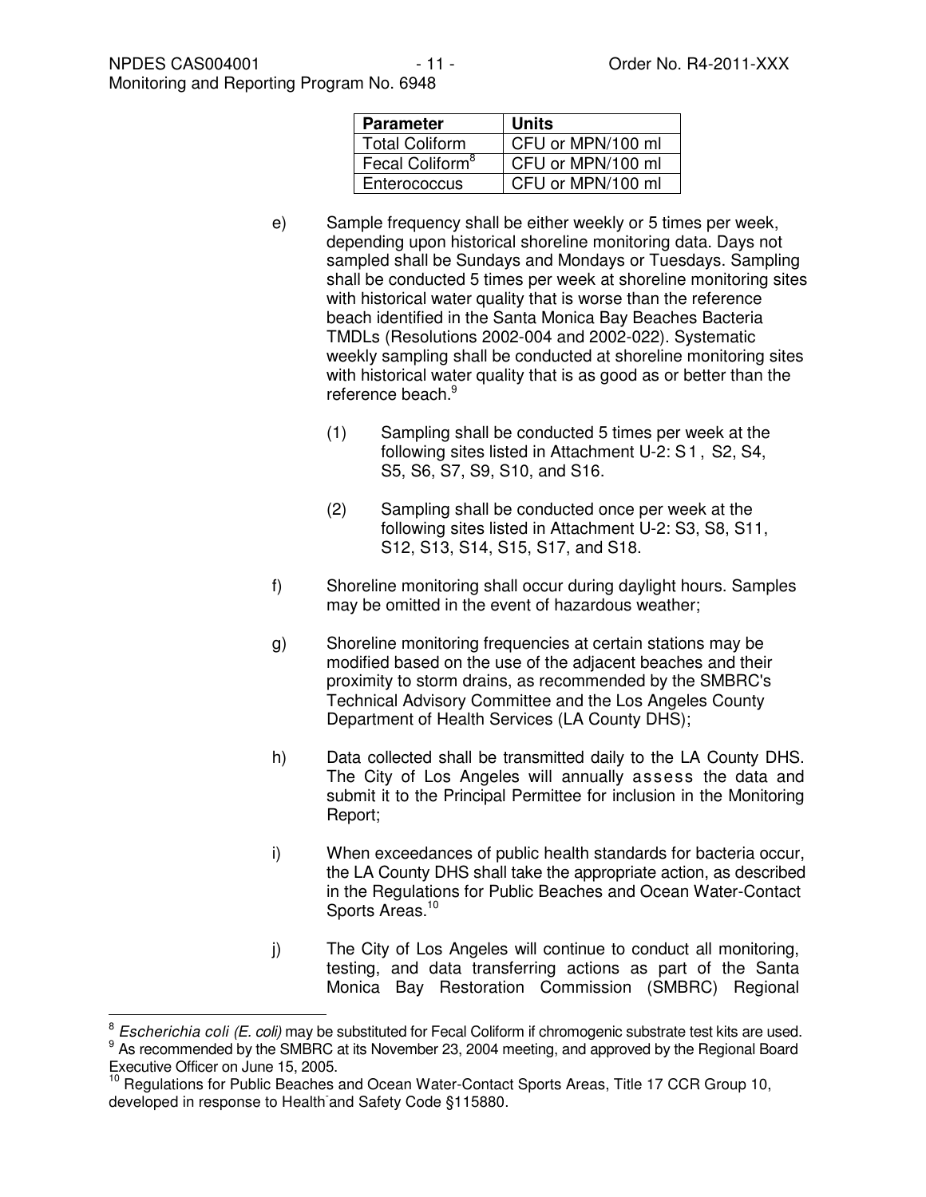| Parameter | Units |
|---|---|
| Total Coliform | CFU or MPN/100 ml |
| Fecal Coliform[8] | CFU or MPN/100 ml |
| Enterococcus | CFU or MPN/100 ml |

e) Sample frequency shall be either weekly or 5 times per week, depending upon historical shoreline monitoring data. Days not sampled shall be Sundays and Mondays or Tuesdays. Sampling shall be conducted 5 times per week at shoreline monitoring sites with historical water quality that is worse than the reference beach identified in the Santa Monica Bay Beaches Bacteria TMDLs (Resolutions 2002-004 and 2002-022). Systematic weekly sampling shall be conducted at shoreline monitoring sites with historical water quality that is as good as or better than the reference beach.[9]

(1) Sampling shall be conducted 5 times per week at the following sites listed in Attachment U-2: S1, S2, S4, S5, S6, S7, S9, S10, and S16.

(2) Sampling shall be conducted once per week at the following sites listed in Attachment U-2: S3, S8, S11, S12, S13, S14, S15, S17, and S18.

f) Shoreline monitoring shall occur during daylight hours. Samples may be omitted in the event of hazardous weather;

g) Shoreline monitoring frequencies at certain stations may be modified based on the use of the adjacent beaches and their proximity to storm drains, as recommended by the SMBRC's Technical Advisory Committee and the Los Angeles County Department of Health Services (LA County DHS);

h) Data collected shall be transmitted daily to the LA County DHS. The City of Los Angeles will annually assess the data and submit it to the Principal Permittee for inclusion in the Monitoring Report;

i) When exceedances of public health standards for bacteria occur, the LA County DHS shall take the appropriate action, as described in the Regulations for Public Beaches and Ocean Water-Contact Sports Areas.[10]

j) The City of Los Angeles will continue to conduct all monitoring, testing, and data transferring actions as part of the Santa Monica Bay Restoration Commission (SMBRC) Regional

---

[8] *Escherichia coli (E. coli)* may be substituted for Fecal Coliform if chromogenic substrate test kits are used.

[9] As recommended by the SMBRC at its November 23, 2004 meeting, and approved by the Regional Board Executive Officer on June 15, 2005.

[10] Regulations for Public Beaches and Ocean Water-Contact Sports Areas, Title 17 CCR Group 10, developed in response to Health and Safety Code §115880.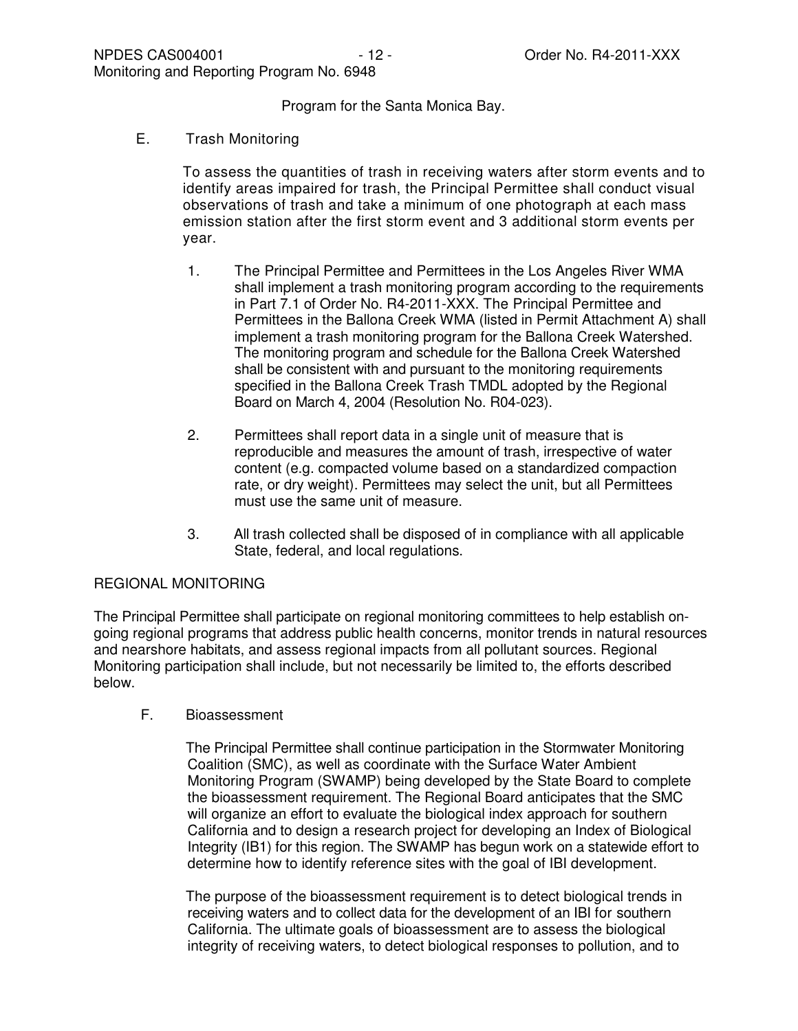Program for the Santa Monica Bay.

E. Trash Monitoring

To assess the quantities of trash in receiving waters after storm events and to identify areas impaired for trash, the Principal Permittee shall conduct visual observations of trash and take a minimum of one photograph at each mass emission station after the first storm event and 3 additional storm events per year.

1. The Principal Permittee and Permittees in the Los Angeles River WMA shall implement a trash monitoring program according to the requirements in Part 7.1 of Order No. R4-2011-XXX. The Principal Permittee and Permittees in the Ballona Creek WMA (listed in Permit Attachment A) shall implement a trash monitoring program for the Ballona Creek Watershed. The monitoring program and schedule for the Ballona Creek Watershed shall be consistent with and pursuant to the monitoring requirements specified in the Ballona Creek Trash TMDL adopted by the Regional Board on March 4, 2004 (Resolution No. R04-023).

2. Permittees shall report data in a single unit of measure that is reproducible and measures the amount of trash, irrespective of water content (e.g. compacted volume based on a standardized compaction rate, or dry weight). Permittees may select the unit, but all Permittees must use the same unit of measure.

3. All trash collected shall be disposed of in compliance with all applicable State, federal, and local regulations.

REGIONAL MONITORING

The Principal Permittee shall participate on regional monitoring committees to help establish on-going regional programs that address public health concerns, monitor trends in natural resources and nearshore habitats, and assess regional impacts from all pollutant sources. Regional Monitoring participation shall include, but not necessarily be limited to, the efforts described below.

F. Bioassessment

The Principal Permittee shall continue participation in the Stormwater Monitoring Coalition (SMC), as well as coordinate with the Surface Water Ambient Monitoring Program (SWAMP) being developed by the State Board to complete the bioassessment requirement. The Regional Board anticipates that the SMC will organize an effort to evaluate the biological index approach for southern California and to design a research project for developing an Index of Biological Integrity (IB1) for this region. The SWAMP has begun work on a statewide effort to determine how to identify reference sites with the goal of IBI development.

The purpose of the bioassessment requirement is to detect biological trends in receiving waters and to collect data for the development of an IBI for southern California. The ultimate goals of bioassessment are to assess the biological integrity of receiving waters, to detect biological responses to pollution, and to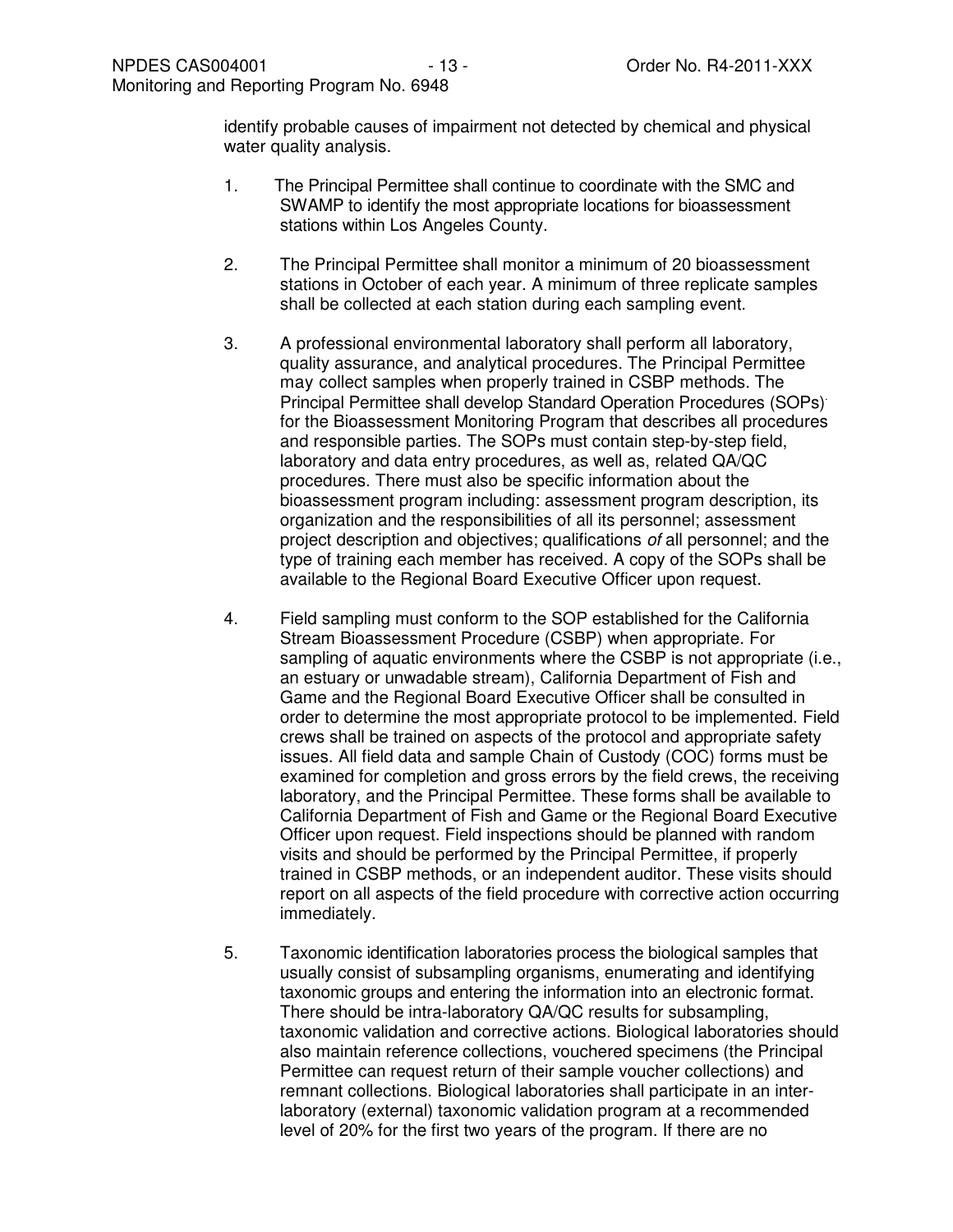identify probable causes of impairment not detected by chemical and physical water quality analysis.

1. The Principal Permittee shall continue to coordinate with the SMC and SWAMP to identify the most appropriate locations for bioassessment stations within Los Angeles County.

2. The Principal Permittee shall monitor a minimum of 20 bioassessment stations in October of each year. A minimum of three replicate samples shall be collected at each station during each sampling event.

3. A professional environmental laboratory shall perform all laboratory, quality assurance, and analytical procedures. The Principal Permittee may collect samples when properly trained in CSBP methods. The Principal Permittee shall develop Standard Operation Procedures (SOPs) for the Bioassessment Monitoring Program that describes all procedures and responsible parties. The SOPs must contain step-by-step field, laboratory and data entry procedures, as well as, related QA/QC procedures. There must also be specific information about the bioassessment program including: assessment program description, its organization and the responsibilities of all its personnel; assessment project description and objectives; qualifications *of* all personnel; and the type of training each member has received. A copy of the SOPs shall be available to the Regional Board Executive Officer upon request.

4. Field sampling must conform to the SOP established for the California Stream Bioassessment Procedure (CSBP) when appropriate. For sampling of aquatic environments where the CSBP is not appropriate (i.e., an estuary or unwadable stream), California Department of Fish and Game and the Regional Board Executive Officer shall be consulted in order to determine the most appropriate protocol to be implemented. Field crews shall be trained on aspects of the protocol and appropriate safety issues. All field data and sample Chain of Custody (COC) forms must be examined for completion and gross errors by the field crews, the receiving laboratory, and the Principal Permittee. These forms shall be available to California Department of Fish and Game or the Regional Board Executive Officer upon request. Field inspections should be planned with random visits and should be performed by the Principal Permittee, if properly trained in CSBP methods, or an independent auditor. These visits should report on all aspects of the field procedure with corrective action occurring immediately.

5. Taxonomic identification laboratories process the biological samples that usually consist of subsampling organisms, enumerating and identifying taxonomic groups and entering the information into an electronic format. There should be intra-laboratory QA/QC results for subsampling, taxonomic validation and corrective actions. Biological laboratories should also maintain reference collections, vouchered specimens (the Principal Permittee can request return of their sample voucher collections) and remnant collections. Biological laboratories shall participate in an inter-laboratory (external) taxonomic validation program at a recommended level of 20% for the first two years of the program. If there are no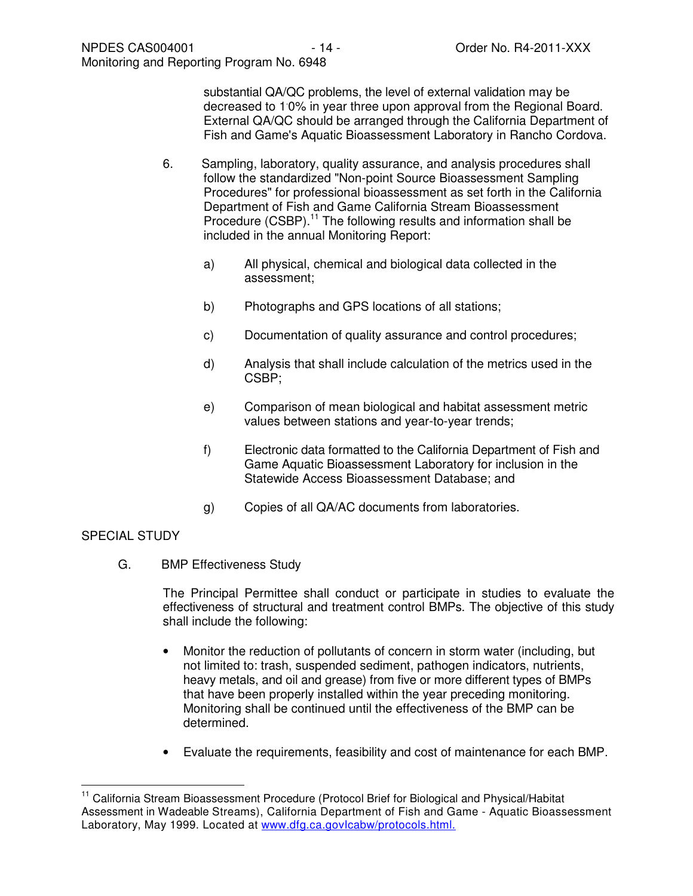substantial QA/QC problems, the level of external validation may be decreased to 10% in year three upon approval from the Regional Board. External QA/QC should be arranged through the California Department of Fish and Game's Aquatic Bioassessment Laboratory in Rancho Cordova.

6. Sampling, laboratory, quality assurance, and analysis procedures shall follow the standardized "Non-point Source Bioassessment Sampling Procedures" for professional bioassessment as set forth in the California Department of Fish and Game California Stream Bioassessment Procedure (CSBP).[11] The following results and information shall be included in the annual Monitoring Report:

   a) All physical, chemical and biological data collected in the assessment;

   b) Photographs and GPS locations of all stations;

   c) Documentation of quality assurance and control procedures;

   d) Analysis that shall include calculation of the metrics used in the CSBP;

   e) Comparison of mean biological and habitat assessment metric values between stations and year-to-year trends;

   f) Electronic data formatted to the California Department of Fish and Game Aquatic Bioassessment Laboratory for inclusion in the Statewide Access Bioassessment Database; and

   g) Copies of all QA/AC documents from laboratories.

SPECIAL STUDY

G. BMP Effectiveness Study

The Principal Permittee shall conduct or participate in studies to evaluate the effectiveness of structural and treatment control BMPs. The objective of this study shall include the following:

- Monitor the reduction of pollutants of concern in storm water (including, but not limited to: trash, suspended sediment, pathogen indicators, nutrients, heavy metals, and oil and grease) from five or more different types of BMPs that have been properly installed within the year preceding monitoring. Monitoring shall be continued until the effectiveness of the BMP can be determined.

- Evaluate the requirements, feasibility and cost of maintenance for each BMP.

---

[11] California Stream Bioassessment Procedure (Protocol Brief for Biological and Physical/Habitat Assessment in Wadeable Streams), California Department of Fish and Game - Aquatic Bioassessment Laboratory, May 1999. Located at www.dfg.ca.govIcabw/protocols.html.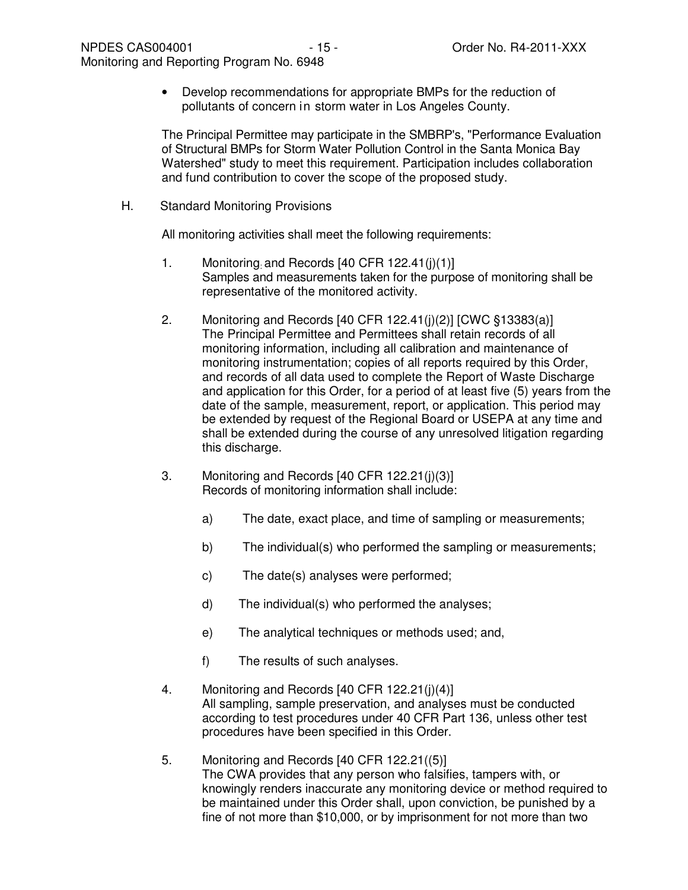- Develop recommendations for appropriate BMPs for the reduction of pollutants of concern in storm water in Los Angeles County.

The Principal Permittee may participate in the SMBRP's, "Performance Evaluation of Structural BMPs for Storm Water Pollution Control in the Santa Monica Bay Watershed" study to meet this requirement. Participation includes collaboration and fund contribution to cover the scope of the proposed study.

H. Standard Monitoring Provisions

All monitoring activities shall meet the following requirements:

1. Monitoring and Records [40 CFR 122.41(j)(1)]
   Samples and measurements taken for the purpose of monitoring shall be representative of the monitored activity.

2. Monitoring and Records [40 CFR 122.41(j)(2)] [CWC §13383(a)]
   The Principal Permittee and Permittees shall retain records of all monitoring information, including all calibration and maintenance of monitoring instrumentation; copies of all reports required by this Order, and records of all data used to complete the Report of Waste Discharge and application for this Order, for a period of at least five (5) years from the date of the sample, measurement, report, or application. This period may be extended by request of the Regional Board or USEPA at any time and shall be extended during the course of any unresolved litigation regarding this discharge.

3. Monitoring and Records [40 CFR 122.21(j)(3)]
   Records of monitoring information shall include:

   a) The date, exact place, and time of sampling or measurements;

   b) The individual(s) who performed the sampling or measurements;

   c) The date(s) analyses were performed;

   d) The individual(s) who performed the analyses;

   e) The analytical techniques or methods used; and,

   f) The results of such analyses.

4. Monitoring and Records [40 CFR 122.21(j)(4)]
   All sampling, sample preservation, and analyses must be conducted according to test procedures under 40 CFR Part 136, unless other test procedures have been specified in this Order.

5. Monitoring and Records [40 CFR 122.21((5)]
   The CWA provides that any person who falsifies, tampers with, or knowingly renders inaccurate any monitoring device or method required to be maintained under this Order shall, upon conviction, be punished by a fine of not more than $10,000, or by imprisonment for not more than two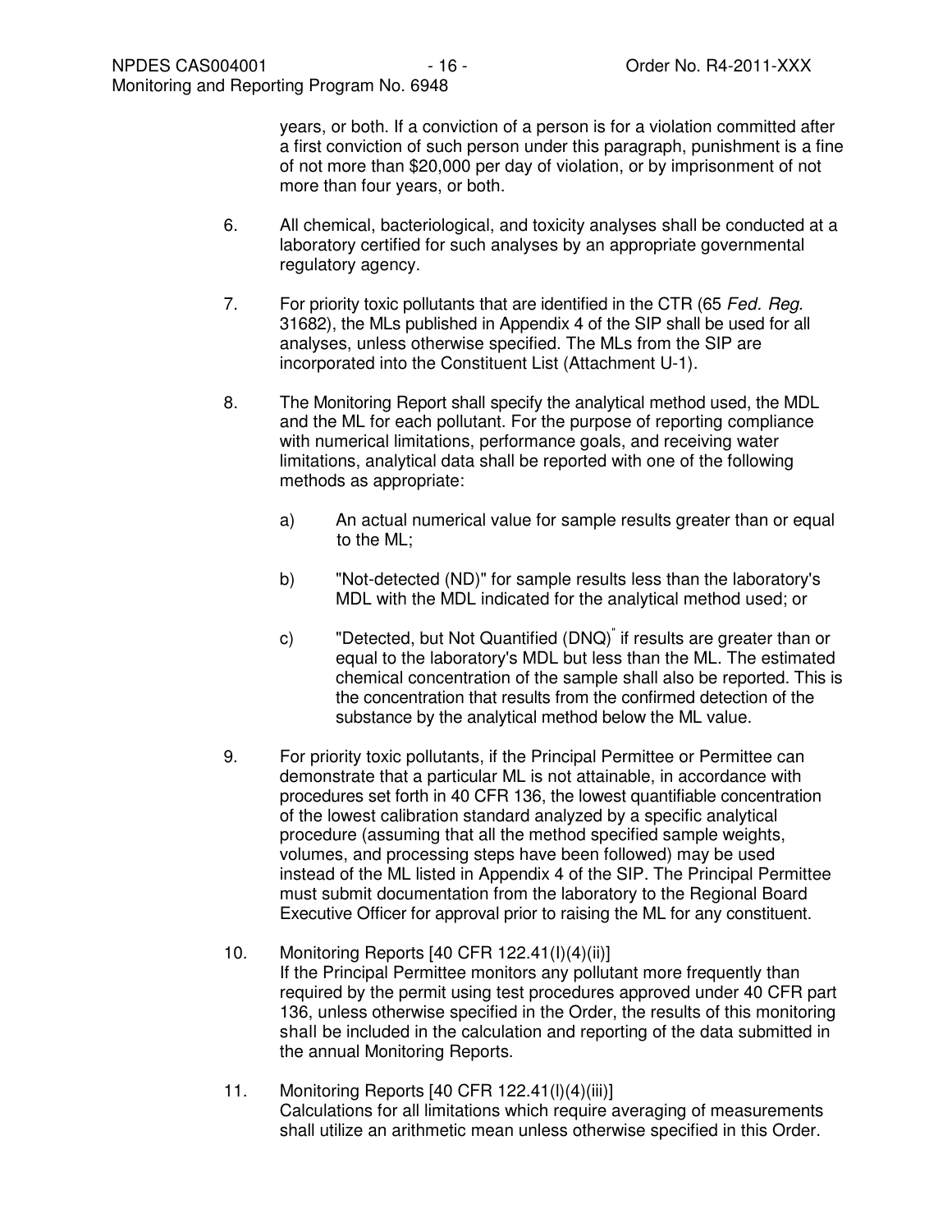years, or both. If a conviction of a person is for a violation committed after a first conviction of such person under this paragraph, punishment is a fine of not more than $20,000 per day of violation, or by imprisonment of not more than four years, or both.

6. All chemical, bacteriological, and toxicity analyses shall be conducted at a laboratory certified for such analyses by an appropriate governmental regulatory agency.

7. For priority toxic pollutants that are identified in the CTR (65 *Fed. Reg.* 31682), the MLs published in Appendix 4 of the SIP shall be used for all analyses, unless otherwise specified. The MLs from the SIP are incorporated into the Constituent List (Attachment U-1).

8. The Monitoring Report shall specify the analytical method used, the MDL and the ML for each pollutant. For the purpose of reporting compliance with numerical limitations, performance goals, and receiving water limitations, analytical data shall be reported with one of the following methods as appropriate:

   a) An actual numerical value for sample results greater than or equal to the ML;

   b) "Not-detected (ND)" for sample results less than the laboratory's MDL with the MDL indicated for the analytical method used; or

   c) "Detected, but Not Quantified (DNQ)" if results are greater than or equal to the laboratory's MDL but less than the ML. The estimated chemical concentration of the sample shall also be reported. This is the concentration that results from the confirmed detection of the substance by the analytical method below the ML value.

9. For priority toxic pollutants, if the Principal Permittee or Permittee can demonstrate that a particular ML is not attainable, in accordance with procedures set forth in 40 CFR 136, the lowest quantifiable concentration of the lowest calibration standard analyzed by a specific analytical procedure (assuming that all the method specified sample weights, volumes, and processing steps have been followed) may be used instead of the ML listed in Appendix 4 of the SIP. The Principal Permittee must submit documentation from the laboratory to the Regional Board Executive Officer for approval prior to raising the ML for any constituent.

10. Monitoring Reports [40 CFR 122.41(l)(4)(ii)]
    If the Principal Permittee monitors any pollutant more frequently than required by the permit using test procedures approved under 40 CFR part 136, unless otherwise specified in the Order, the results of this monitoring shall be included in the calculation and reporting of the data submitted in the annual Monitoring Reports.

11. Monitoring Reports [40 CFR 122.41(l)(4)(iii)]
    Calculations for all limitations which require averaging of measurements shall utilize an arithmetic mean unless otherwise specified in this Order.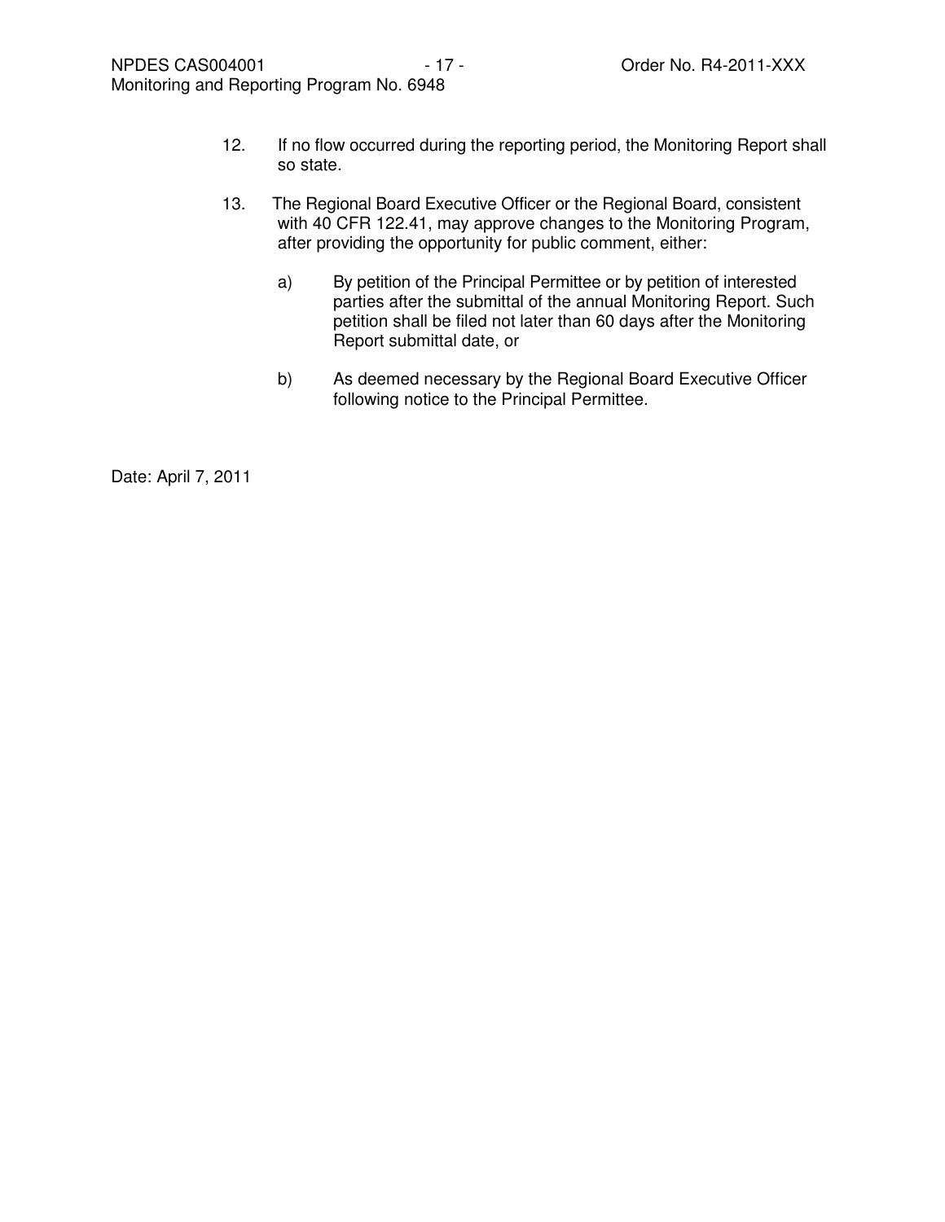12. If no flow occurred during the reporting period, the Monitoring Report shall so state.

13. The Regional Board Executive Officer or the Regional Board, consistent with 40 CFR 122.41, may approve changes to the Monitoring Program, after providing the opportunity for public comment, either:

    a) By petition of the Principal Permittee or by petition of interested parties after the submittal of the annual Monitoring Report. Such petition shall be filed not later than 60 days after the Monitoring Report submittal date, or

    b) As deemed necessary by the Regional Board Executive Officer following notice to the Principal Permittee.

Date: April 7, 2011